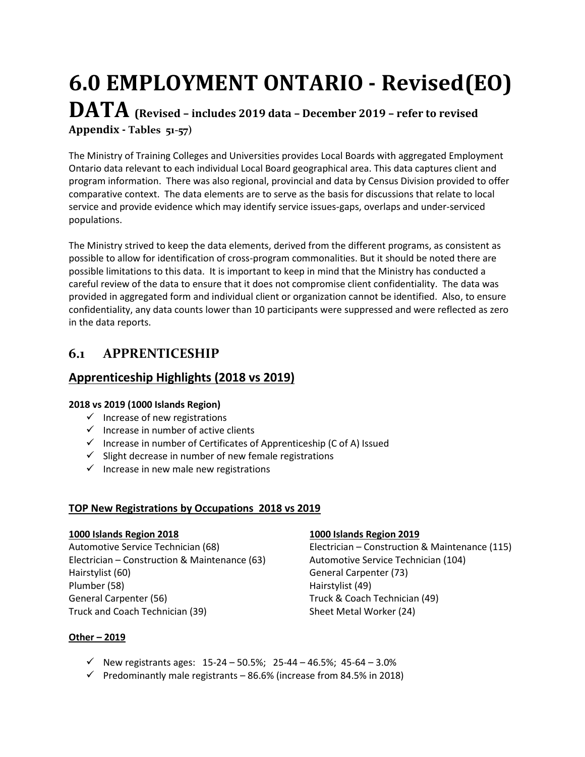# 6.0 EMPLOYMENT ONTARIO - Revised(EO) DATA (Revised – includes 2019 data – December 2019 – refer to revised Appendix - Tables 51-57)

The Ministry of Training Colleges and Universities provides Local Boards with aggregated Employment Ontario data relevant to each individual Local Board geographical area. This data captures client and program information. There was also regional, provincial and data by Census Division provided to offer comparative context. The data elements are to serve as the basis for discussions that relate to local service and provide evidence which may identify service issues-gaps, overlaps and under-serviced populations.

The Ministry strived to keep the data elements, derived from the different programs, as consistent as possible to allow for identification of cross-program commonalities. But it should be noted there are possible limitations to this data. It is important to keep in mind that the Ministry has conducted a careful review of the data to ensure that it does not compromise client confidentiality. The data was provided in aggregated form and individual client or organization cannot be identified. Also, to ensure confidentiality, any data counts lower than 10 participants were suppressed and were reflected as zero in the data reports.

## 6.1 APPRENTICESHIP

### Apprenticeship Highlights (2018 vs 2019)

**2018 vs 2019 (1000 Islands Region)**

- ✓ Increase of new registrations
- ✓ Increase in number of active clients
- ✓ Increase in number of Certificates of Apprenticeship (C of A) Issued
- ✓ Slight decrease in number of new female registrations
- ✓ Increase in new male new registrations

**TOP New Registrations by Occupations 2018 vs 2019**

**1000 Islands Region 2018**

Automotive Service Technician (68)
Electrician – Construction & Maintenance (63)
Hairstylist (60)
Plumber (58)
General Carpenter (56)
Truck and Coach Technician (39)

**1000 Islands Region 2019**

Electrician – Construction & Maintenance (115)
Automotive Service Technician (104)
General Carpenter (73)
Hairstylist (49)
Truck & Coach Technician (49)
Sheet Metal Worker (24)

**Other – 2019**

- ✓ New registrants ages: 15-24 – 50.5%; 25-44 – 46.5%; 45-64 – 3.0%
- ✓ Predominantly male registrants – 86.6% (increase from 84.5% in 2018)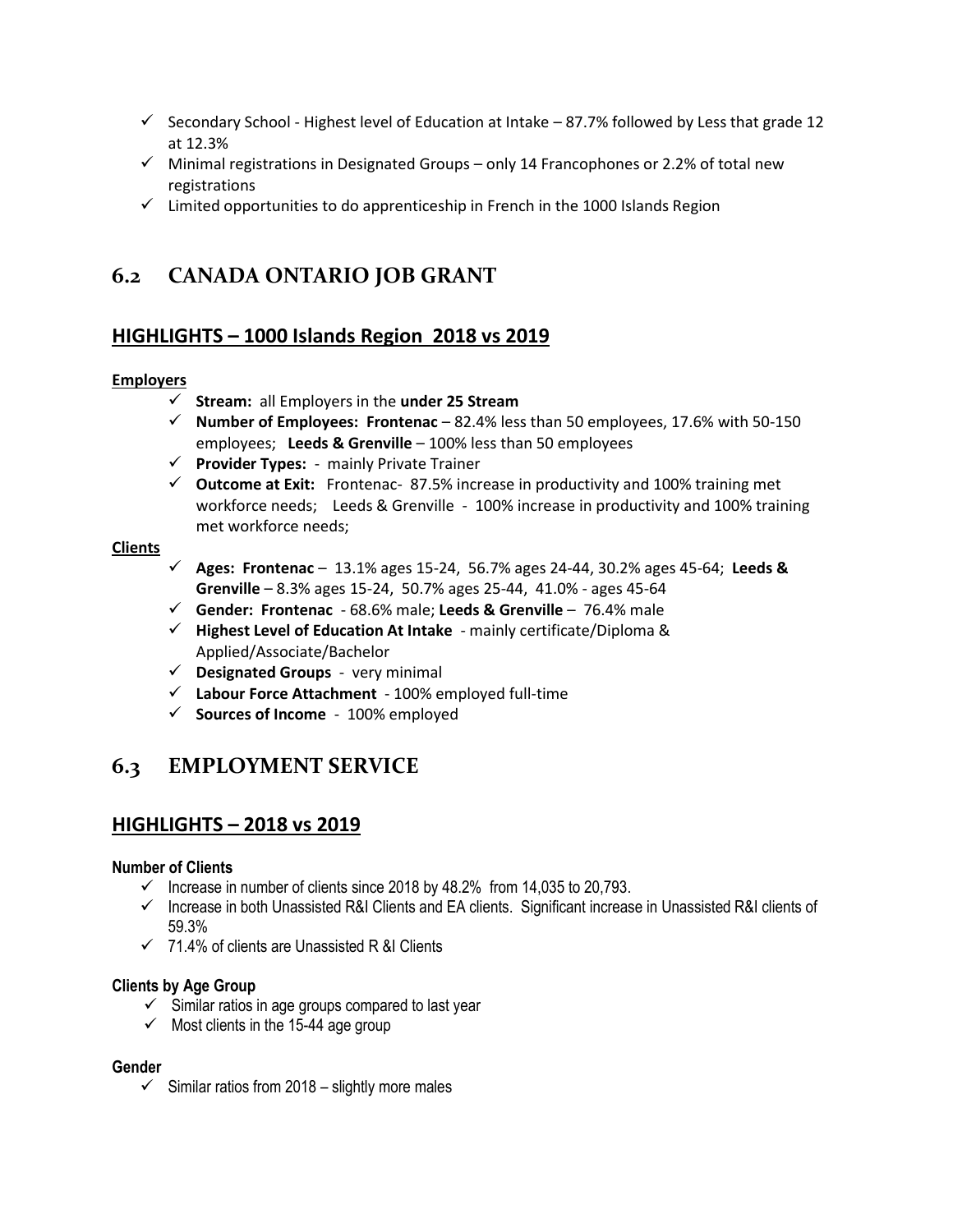- ✓ Secondary School - Highest level of Education at Intake – 87.7% followed by Less that grade 12 at 12.3%
- ✓ Minimal registrations in Designated Groups – only 14 Francophones or 2.2% of total new registrations
- ✓ Limited opportunities to do apprenticeship in French in the 1000 Islands Region

## 6.2 CANADA ONTARIO JOB GRANT

### HIGHLIGHTS – 1000 Islands Region 2018 vs 2019

**Employers**

- ✓ **Stream:** all Employers in the **under 25 Stream**
- ✓ **Number of Employees: Frontenac** – 82.4% less than 50 employees, 17.6% with 50-150 employees; **Leeds & Grenville** – 100% less than 50 employees
- ✓ **Provider Types:** - mainly Private Trainer
- ✓ **Outcome at Exit:** Frontenac- 87.5% increase in productivity and 100% training met workforce needs; Leeds & Grenville - 100% increase in productivity and 100% training met workforce needs;

**Clients**

- ✓ **Ages: Frontenac** – 13.1% ages 15-24, 56.7% ages 24-44, 30.2% ages 45-64; **Leeds & Grenville** – 8.3% ages 15-24, 50.7% ages 25-44, 41.0% - ages 45-64
- ✓ **Gender: Frontenac** - 68.6% male; **Leeds & Grenville** – 76.4% male
- ✓ **Highest Level of Education At Intake** - mainly certificate/Diploma & Applied/Associate/Bachelor
- ✓ **Designated Groups** - very minimal
- ✓ **Labour Force Attachment** - 100% employed full-time
- ✓ **Sources of Income** - 100% employed

## 6.3 EMPLOYMENT SERVICE

### HIGHLIGHTS – 2018 vs 2019

**Number of Clients**

- ✓ Increase in number of clients since 2018 by 48.2% from 14,035 to 20,793.
- ✓ Increase in both Unassisted R&I Clients and EA clients. Significant increase in Unassisted R&I clients of 59.3%
- ✓ 71.4% of clients are Unassisted R &I Clients

**Clients by Age Group**

- ✓ Similar ratios in age groups compared to last year
- ✓ Most clients in the 15-44 age group

**Gender**

- ✓ Similar ratios from 2018 – slightly more males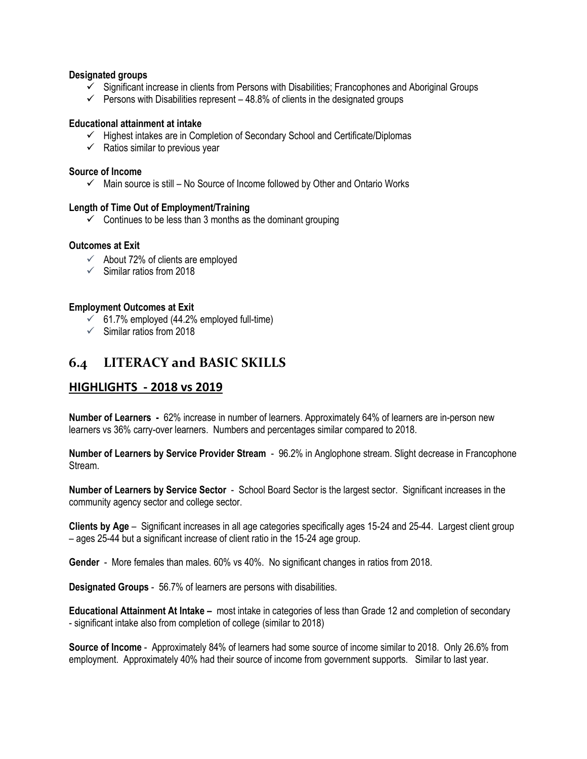**Designated groups**

- ✓ Significant increase in clients from Persons with Disabilities; Francophones and Aboriginal Groups
- ✓ Persons with Disabilities represent – 48.8% of clients in the designated groups

**Educational attainment at intake**

- ✓ Highest intakes are in Completion of Secondary School and Certificate/Diplomas
- ✓ Ratios similar to previous year

**Source of Income**

- ✓ Main source is still – No Source of Income followed by Other and Ontario Works

**Length of Time Out of Employment/Training**

- ✓ Continues to be less than 3 months as the dominant grouping

**Outcomes at Exit**

- ✓ About 72% of clients are employed
- ✓ Similar ratios from 2018

**Employment Outcomes at Exit**

- ✓ 61.7% employed (44.2% employed full-time)
- ✓ Similar ratios from 2018

## 6.4 LITERACY and BASIC SKILLS

### HIGHLIGHTS - 2018 vs 2019

**Number of Learners -** 62% increase in number of learners. Approximately 64% of learners are in-person new learners vs 36% carry-over learners. Numbers and percentages similar compared to 2018.

**Number of Learners by Service Provider Stream** - 96.2% in Anglophone stream. Slight decrease in Francophone Stream.

**Number of Learners by Service Sector** - School Board Sector is the largest sector. Significant increases in the community agency sector and college sector.

**Clients by Age** – Significant increases in all age categories specifically ages 15-24 and 25-44. Largest client group – ages 25-44 but a significant increase of client ratio in the 15-24 age group.

**Gender** - More females than males. 60% vs 40%. No significant changes in ratios from 2018.

**Designated Groups** - 56.7% of learners are persons with disabilities.

**Educational Attainment At Intake –** most intake in categories of less than Grade 12 and completion of secondary - significant intake also from completion of college (similar to 2018)

**Source of Income** - Approximately 84% of learners had some source of income similar to 2018. Only 26.6% from employment. Approximately 40% had their source of income from government supports. Similar to last year.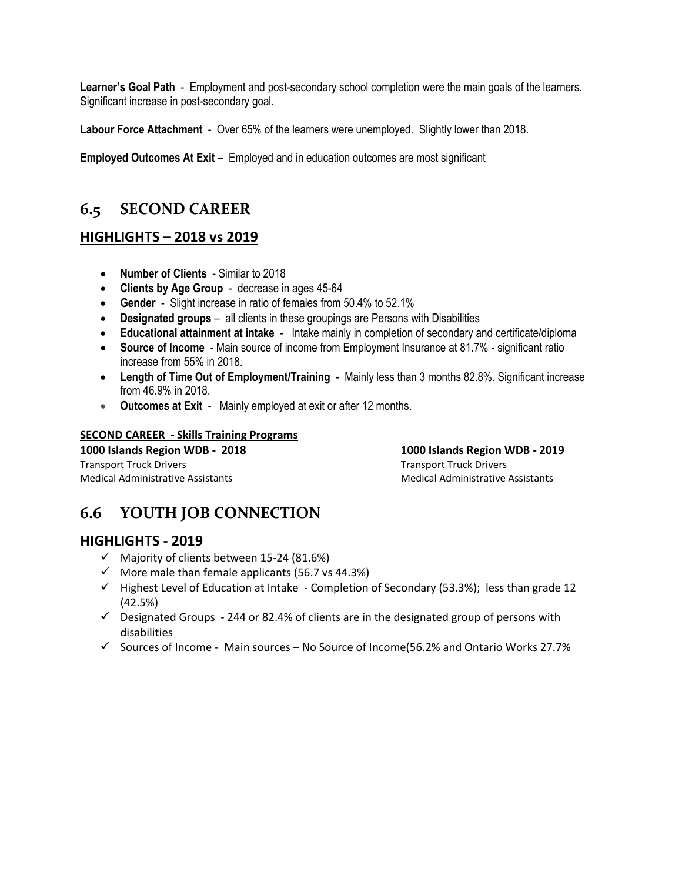**Learner's Goal Path** - Employment and post-secondary school completion were the main goals of the learners. Significant increase in post-secondary goal.

**Labour Force Attachment** - Over 65% of the learners were unemployed. Slightly lower than 2018.

**Employed Outcomes At Exit** – Employed and in education outcomes are most significant

## 6.5 SECOND CAREER

### HIGHLIGHTS – 2018 vs 2019

- **Number of Clients** - Similar to 2018
- **Clients by Age Group** - decrease in ages 45-64
- **Gender** - Slight increase in ratio of females from 50.4% to 52.1%
- **Designated groups** – all clients in these groupings are Persons with Disabilities
- **Educational attainment at intake** - Intake mainly in completion of secondary and certificate/diploma
- **Source of Income** - Main source of income from Employment Insurance at 81.7% - significant ratio increase from 55% in 2018.
- **Length of Time Out of Employment/Training** - Mainly less than 3 months 82.8%. Significant increase from 46.9% in 2018.
- **Outcomes at Exit** - Mainly employed at exit or after 12 months.

**SECOND CAREER - Skills Training Programs**

| 1000 Islands Region WDB - 2018 | 1000 Islands Region WDB - 2019 |
| --- | --- |
| Transport Truck Drivers | Transport Truck Drivers |
| Medical Administrative Assistants | Medical Administrative Assistants |

## 6.6 YOUTH JOB CONNECTION

### HIGHLIGHTS - 2019

- ✓ Majority of clients between 15-24 (81.6%)
- ✓ More male than female applicants (56.7 vs 44.3%)
- ✓ Highest Level of Education at Intake - Completion of Secondary (53.3%); less than grade 12 (42.5%)
- ✓ Designated Groups - 244 or 82.4% of clients are in the designated group of persons with disabilities
- ✓ Sources of Income - Main sources – No Source of Income(56.2% and Ontario Works 27.7%